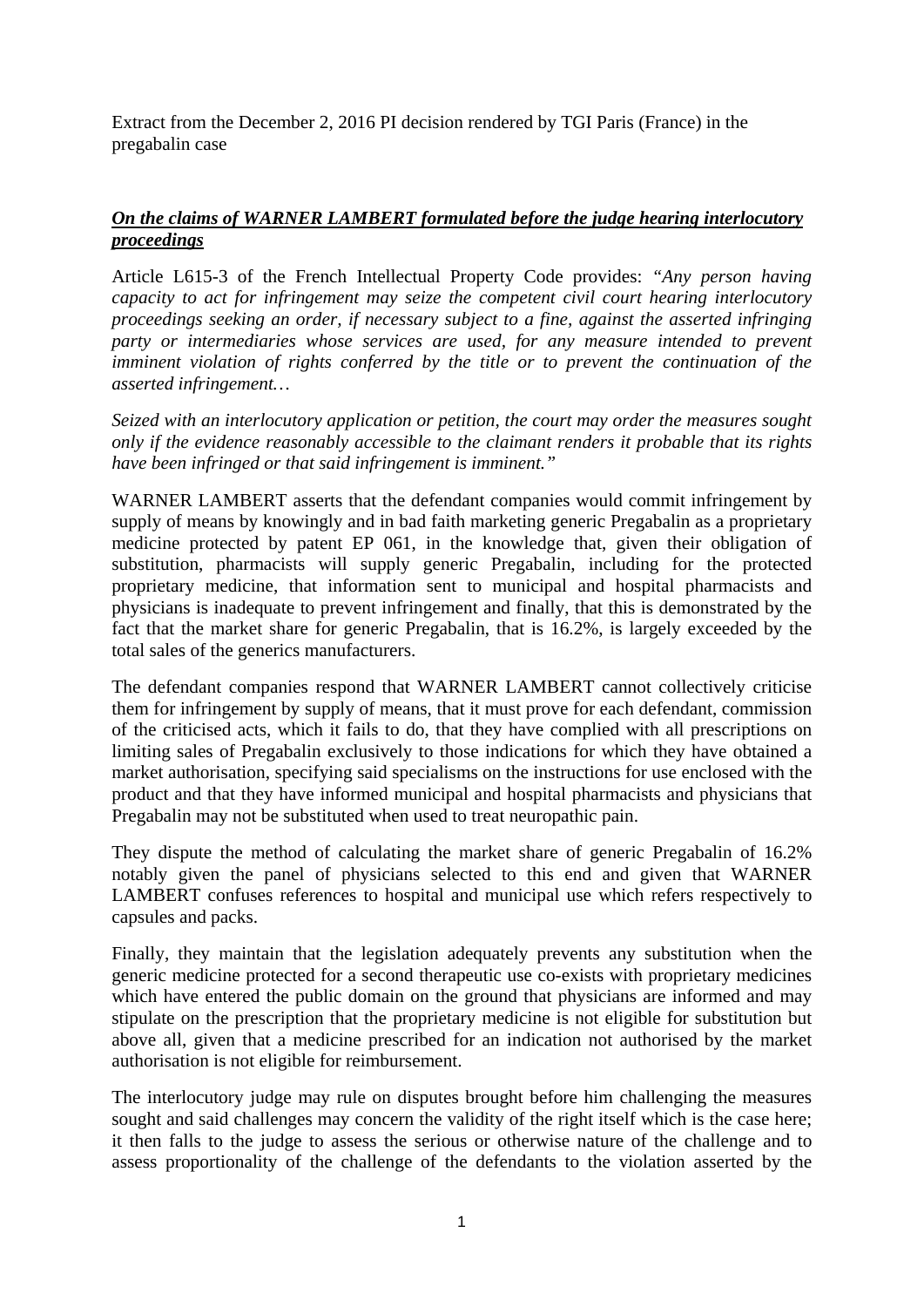Extract from the December 2, 2016 PI decision rendered by TGI Paris (France) in the pregabalin case

***<u>On the claims of WARNER LAMBERT formulated before the judge hearing interlocutory proceedings</u>***

Article L615-3 of the French Intellectual Property Code provides: *"Any person having capacity to act for infringement may seize the competent civil court hearing interlocutory proceedings seeking an order, if necessary subject to a fine, against the asserted infringing party or intermediaries whose services are used, for any measure intended to prevent imminent violation of rights conferred by the title or to prevent the continuation of the asserted infringement…*

*Seized with an interlocutory application or petition, the court may order the measures sought only if the evidence reasonably accessible to the claimant renders it probable that its rights have been infringed or that said infringement is imminent."*

WARNER LAMBERT asserts that the defendant companies would commit infringement by supply of means by knowingly and in bad faith marketing generic Pregabalin as a proprietary medicine protected by patent EP 061, in the knowledge that, given their obligation of substitution, pharmacists will supply generic Pregabalin, including for the protected proprietary medicine, that information sent to municipal and hospital pharmacists and physicians is inadequate to prevent infringement and finally, that this is demonstrated by the fact that the market share for generic Pregabalin, that is 16.2%, is largely exceeded by the total sales of the generics manufacturers.

The defendant companies respond that WARNER LAMBERT cannot collectively criticise them for infringement by supply of means, that it must prove for each defendant, commission of the criticised acts, which it fails to do, that they have complied with all prescriptions on limiting sales of Pregabalin exclusively to those indications for which they have obtained a market authorisation, specifying said specialisms on the instructions for use enclosed with the product and that they have informed municipal and hospital pharmacists and physicians that Pregabalin may not be substituted when used to treat neuropathic pain.

They dispute the method of calculating the market share of generic Pregabalin of 16.2% notably given the panel of physicians selected to this end and given that WARNER LAMBERT confuses references to hospital and municipal use which refers respectively to capsules and packs.

Finally, they maintain that the legislation adequately prevents any substitution when the generic medicine protected for a second therapeutic use co-exists with proprietary medicines which have entered the public domain on the ground that physicians are informed and may stipulate on the prescription that the proprietary medicine is not eligible for substitution but above all, given that a medicine prescribed for an indication not authorised by the market authorisation is not eligible for reimbursement.

The interlocutory judge may rule on disputes brought before him challenging the measures sought and said challenges may concern the validity of the right itself which is the case here; it then falls to the judge to assess the serious or otherwise nature of the challenge and to assess proportionality of the challenge of the defendants to the violation asserted by the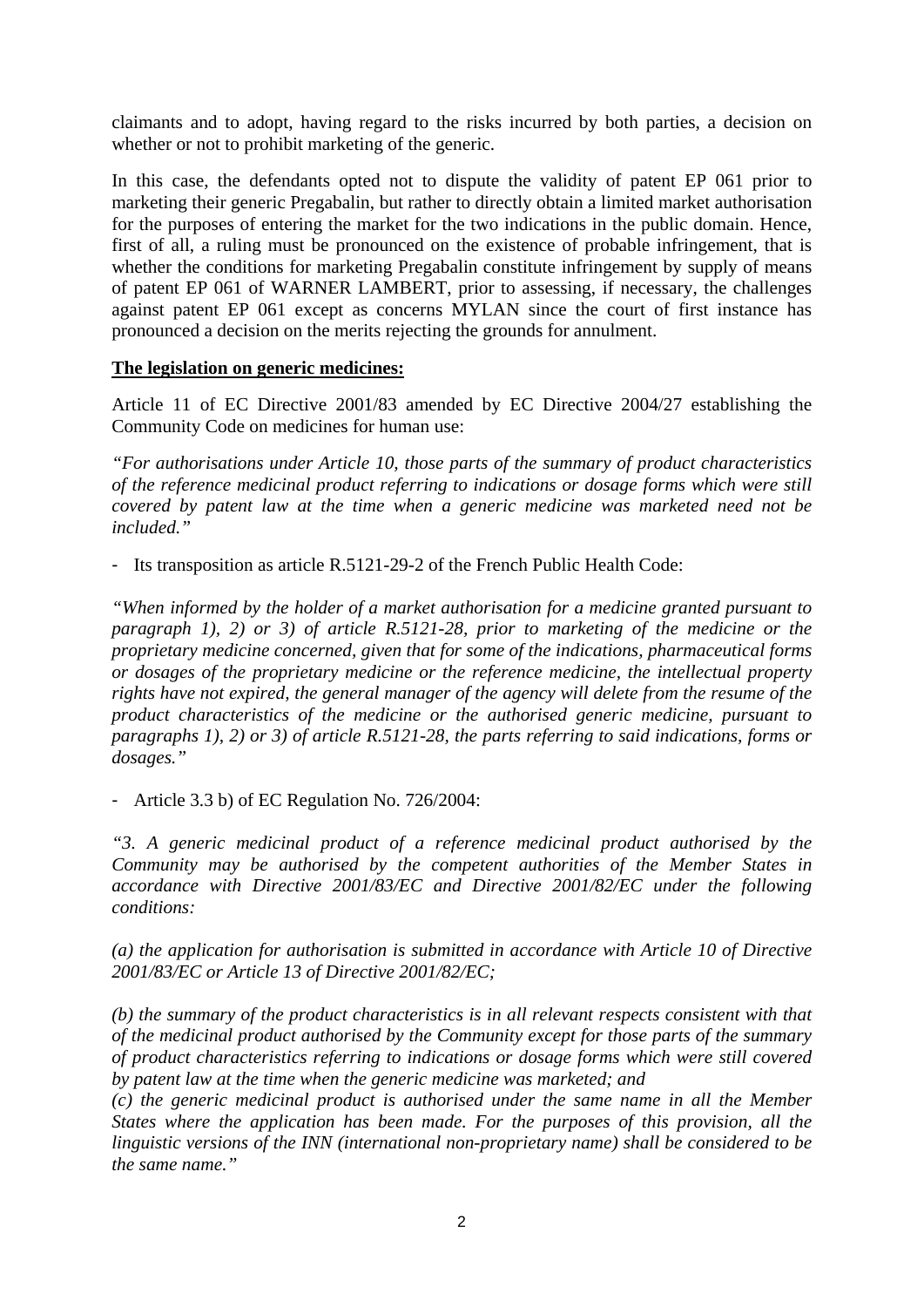claimants and to adopt, having regard to the risks incurred by both parties, a decision on whether or not to prohibit marketing of the generic.

In this case, the defendants opted not to dispute the validity of patent EP 061 prior to marketing their generic Pregabalin, but rather to directly obtain a limited market authorisation for the purposes of entering the market for the two indications in the public domain. Hence, first of all, a ruling must be pronounced on the existence of probable infringement, that is whether the conditions for marketing Pregabalin constitute infringement by supply of means of patent EP 061 of WARNER LAMBERT, prior to assessing, if necessary, the challenges against patent EP 061 except as concerns MYLAN since the court of first instance has pronounced a decision on the merits rejecting the grounds for annulment.

**The legislation on generic medicines:**

Article 11 of EC Directive 2001/83 amended by EC Directive 2004/27 establishing the Community Code on medicines for human use:

*"For authorisations under Article 10, those parts of the summary of product characteristics of the reference medicinal product referring to indications or dosage forms which were still covered by patent law at the time when a generic medicine was marketed need not be included."*

- Its transposition as article R.5121-29-2 of the French Public Health Code:

*"When informed by the holder of a market authorisation for a medicine granted pursuant to paragraph 1), 2) or 3) of article R.5121-28, prior to marketing of the medicine or the proprietary medicine concerned, given that for some of the indications, pharmaceutical forms or dosages of the proprietary medicine or the reference medicine, the intellectual property rights have not expired, the general manager of the agency will delete from the resume of the product characteristics of the medicine or the authorised generic medicine, pursuant to paragraphs 1), 2) or 3) of article R.5121-28, the parts referring to said indications, forms or dosages."*

- Article 3.3 b) of EC Regulation No. 726/2004:

*"3. A generic medicinal product of a reference medicinal product authorised by the Community may be authorised by the competent authorities of the Member States in accordance with Directive 2001/83/EC and Directive 2001/82/EC under the following conditions:*

*(a) the application for authorisation is submitted in accordance with Article 10 of Directive 2001/83/EC or Article 13 of Directive 2001/82/EC;*

*(b) the summary of the product characteristics is in all relevant respects consistent with that of the medicinal product authorised by the Community except for those parts of the summary of product characteristics referring to indications or dosage forms which were still covered by patent law at the time when the generic medicine was marketed; and*

*(c) the generic medicinal product is authorised under the same name in all the Member States where the application has been made. For the purposes of this provision, all the linguistic versions of the INN (international non-proprietary name) shall be considered to be the same name."*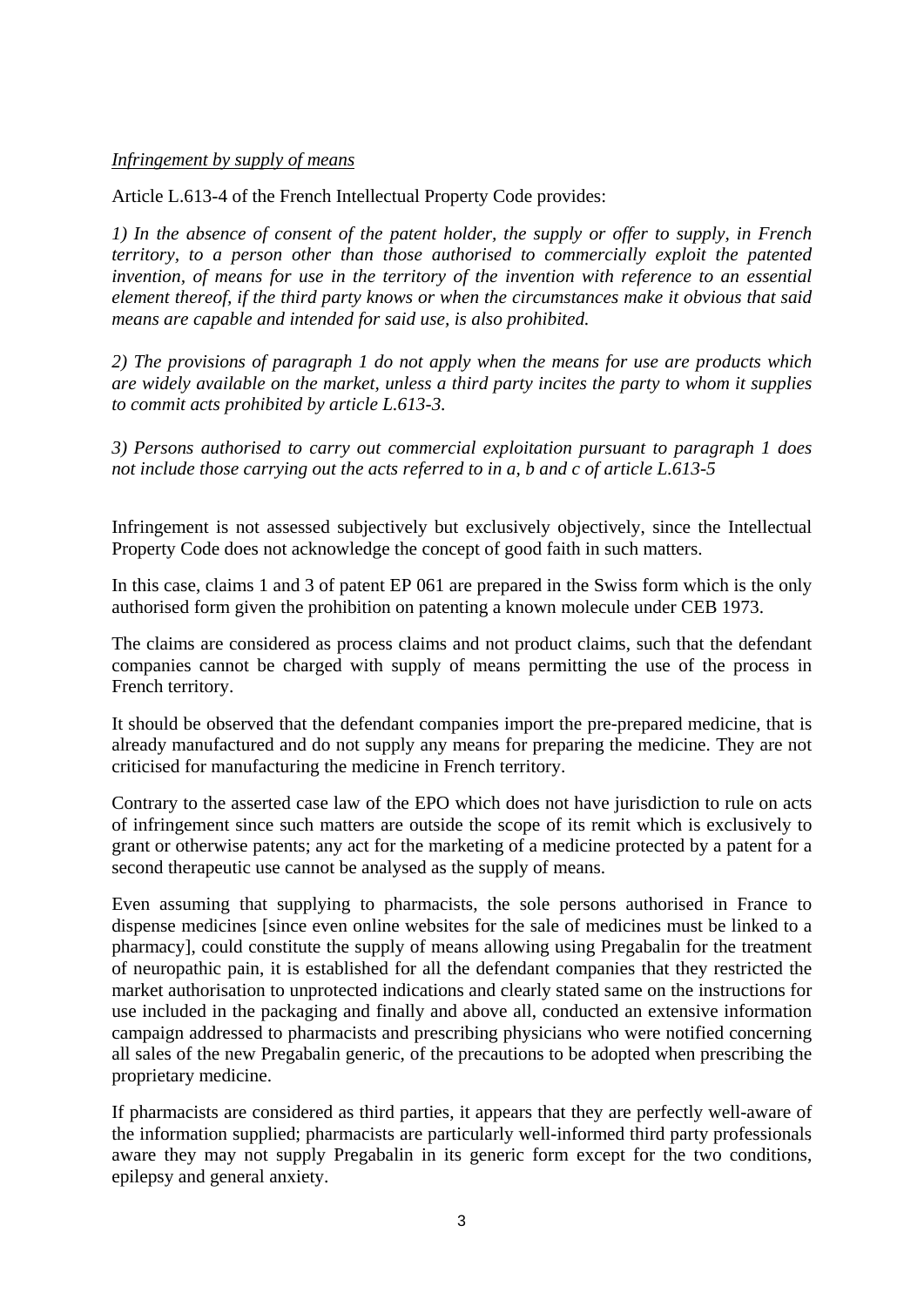*Infringement by supply of means*

Article L.613-4 of the French Intellectual Property Code provides:

*1) In the absence of consent of the patent holder, the supply or offer to supply, in French territory, to a person other than those authorised to commercially exploit the patented invention, of means for use in the territory of the invention with reference to an essential element thereof, if the third party knows or when the circumstances make it obvious that said means are capable and intended for said use, is also prohibited.*

*2) The provisions of paragraph 1 do not apply when the means for use are products which are widely available on the market, unless a third party incites the party to whom it supplies to commit acts prohibited by article L.613-3.*

*3) Persons authorised to carry out commercial exploitation pursuant to paragraph 1 does not include those carrying out the acts referred to in a, b and c of article L.613-5*

Infringement is not assessed subjectively but exclusively objectively, since the Intellectual Property Code does not acknowledge the concept of good faith in such matters.

In this case, claims 1 and 3 of patent EP 061 are prepared in the Swiss form which is the only authorised form given the prohibition on patenting a known molecule under CEB 1973.

The claims are considered as process claims and not product claims, such that the defendant companies cannot be charged with supply of means permitting the use of the process in French territory.

It should be observed that the defendant companies import the pre-prepared medicine, that is already manufactured and do not supply any means for preparing the medicine. They are not criticised for manufacturing the medicine in French territory.

Contrary to the asserted case law of the EPO which does not have jurisdiction to rule on acts of infringement since such matters are outside the scope of its remit which is exclusively to grant or otherwise patents; any act for the marketing of a medicine protected by a patent for a second therapeutic use cannot be analysed as the supply of means.

Even assuming that supplying to pharmacists, the sole persons authorised in France to dispense medicines [since even online websites for the sale of medicines must be linked to a pharmacy], could constitute the supply of means allowing using Pregabalin for the treatment of neuropathic pain, it is established for all the defendant companies that they restricted the market authorisation to unprotected indications and clearly stated same on the instructions for use included in the packaging and finally and above all, conducted an extensive information campaign addressed to pharmacists and prescribing physicians who were notified concerning all sales of the new Pregabalin generic, of the precautions to be adopted when prescribing the proprietary medicine.

If pharmacists are considered as third parties, it appears that they are perfectly well-aware of the information supplied; pharmacists are particularly well-informed third party professionals aware they may not supply Pregabalin in its generic form except for the two conditions, epilepsy and general anxiety.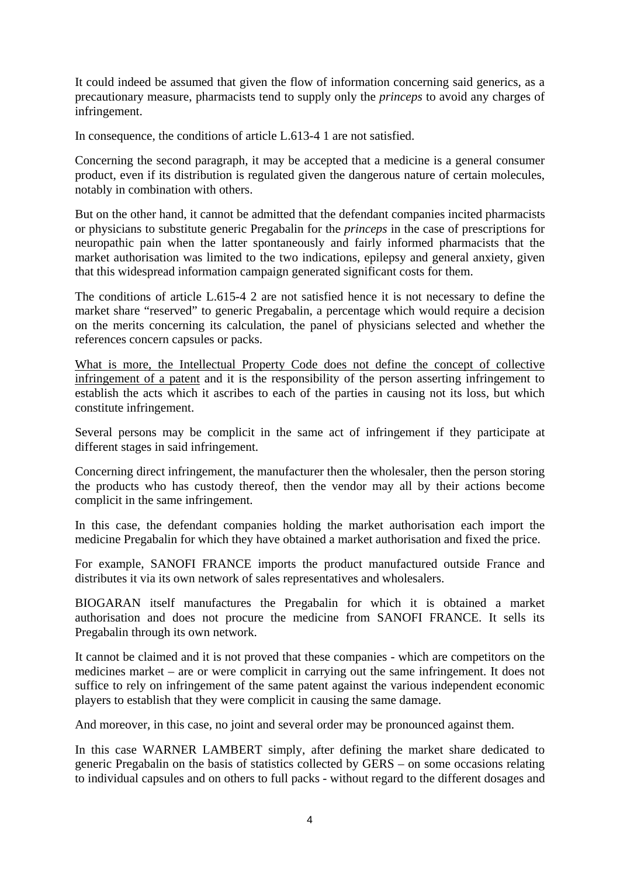It could indeed be assumed that given the flow of information concerning said generics, as a precautionary measure, pharmacists tend to supply only the *princeps* to avoid any charges of infringement.

In consequence, the conditions of article L.613-4 1 are not satisfied.

Concerning the second paragraph, it may be accepted that a medicine is a general consumer product, even if its distribution is regulated given the dangerous nature of certain molecules, notably in combination with others.

But on the other hand, it cannot be admitted that the defendant companies incited pharmacists or physicians to substitute generic Pregabalin for the *princeps* in the case of prescriptions for neuropathic pain when the latter spontaneously and fairly informed pharmacists that the market authorisation was limited to the two indications, epilepsy and general anxiety, given that this widespread information campaign generated significant costs for them.

The conditions of article L.615-4 2 are not satisfied hence it is not necessary to define the market share "reserved" to generic Pregabalin, a percentage which would require a decision on the merits concerning its calculation, the panel of physicians selected and whether the references concern capsules or packs.

<u>What is more, the Intellectual Property Code does not define the concept of collective infringement of a patent</u> and it is the responsibility of the person asserting infringement to establish the acts which it ascribes to each of the parties in causing not its loss, but which constitute infringement.

Several persons may be complicit in the same act of infringement if they participate at different stages in said infringement.

Concerning direct infringement, the manufacturer then the wholesaler, then the person storing the products who has custody thereof, then the vendor may all by their actions become complicit in the same infringement.

In this case, the defendant companies holding the market authorisation each import the medicine Pregabalin for which they have obtained a market authorisation and fixed the price.

For example, SANOFI FRANCE imports the product manufactured outside France and distributes it via its own network of sales representatives and wholesalers.

BIOGARAN itself manufactures the Pregabalin for which it is obtained a market authorisation and does not procure the medicine from SANOFI FRANCE. It sells its Pregabalin through its own network.

It cannot be claimed and it is not proved that these companies - which are competitors on the medicines market – are or were complicit in carrying out the same infringement. It does not suffice to rely on infringement of the same patent against the various independent economic players to establish that they were complicit in causing the same damage.

And moreover, in this case, no joint and several order may be pronounced against them.

In this case WARNER LAMBERT simply, after defining the market share dedicated to generic Pregabalin on the basis of statistics collected by GERS – on some occasions relating to individual capsules and on others to full packs - without regard to the different dosages and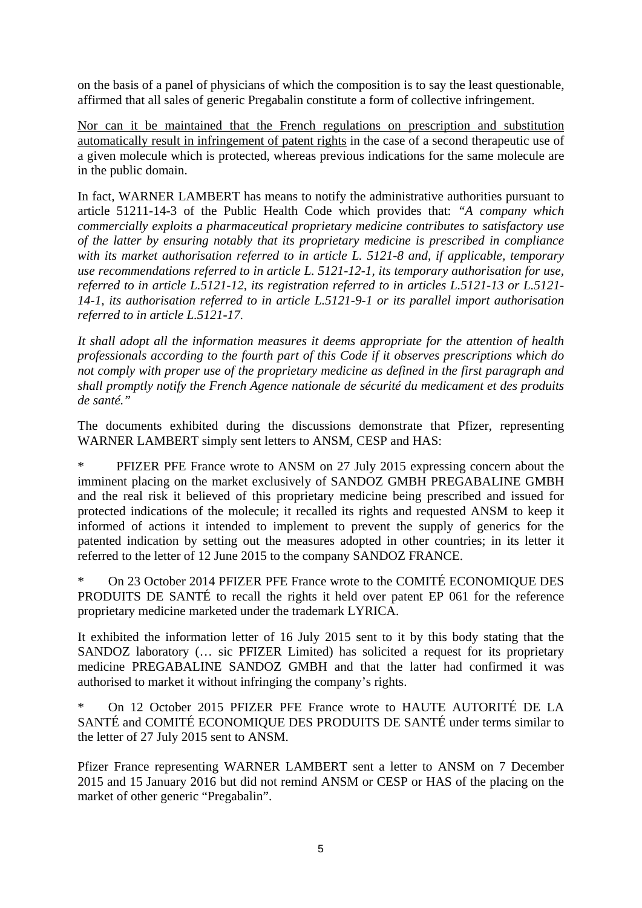on the basis of a panel of physicians of which the composition is to say the least questionable, affirmed that all sales of generic Pregabalin constitute a form of collective infringement.

<u>Nor can it be maintained that the French regulations on prescription and substitution automatically result in infringement of patent rights</u> in the case of a second therapeutic use of a given molecule which is protected, whereas previous indications for the same molecule are in the public domain.

In fact, WARNER LAMBERT has means to notify the administrative authorities pursuant to article 51211-14-3 of the Public Health Code which provides that: "*A company which commercially exploits a pharmaceutical proprietary medicine contributes to satisfactory use of the latter by ensuring notably that its proprietary medicine is prescribed in compliance with its market authorisation referred to in article L. 5121-8 and, if applicable, temporary use recommendations referred to in article L. 5121-12-1, its temporary authorisation for use, referred to in article L.5121-12, its registration referred to in articles L.5121-13 or L.5121-14-1, its authorisation referred to in article L.5121-9-1 or its parallel import authorisation referred to in article L.5121-17.*

*It shall adopt all the information measures it deems appropriate for the attention of health professionals according to the fourth part of this Code if it observes prescriptions which do not comply with proper use of the proprietary medicine as defined in the first paragraph and shall promptly notify the French Agence nationale de sécurité du medicament et des produits de santé."*

The documents exhibited during the discussions demonstrate that Pfizer, representing WARNER LAMBERT simply sent letters to ANSM, CESP and HAS:

\* PFIZER PFE France wrote to ANSM on 27 July 2015 expressing concern about the imminent placing on the market exclusively of SANDOZ GMBH PREGABALINE GMBH and the real risk it believed of this proprietary medicine being prescribed and issued for protected indications of the molecule; it recalled its rights and requested ANSM to keep it informed of actions it intended to implement to prevent the supply of generics for the patented indication by setting out the measures adopted in other countries; in its letter it referred to the letter of 12 June 2015 to the company SANDOZ FRANCE.

\* On 23 October 2014 PFIZER PFE France wrote to the COMITÉ ECONOMIQUE DES PRODUITS DE SANTÉ to recall the rights it held over patent EP 061 for the reference proprietary medicine marketed under the trademark LYRICA.

It exhibited the information letter of 16 July 2015 sent to it by this body stating that the SANDOZ laboratory (… sic PFIZER Limited) has solicited a request for its proprietary medicine PREGABALINE SANDOZ GMBH and that the latter had confirmed it was authorised to market it without infringing the company's rights.

\* On 12 October 2015 PFIZER PFE France wrote to HAUTE AUTORITÉ DE LA SANTÉ and COMITÉ ECONOMIQUE DES PRODUITS DE SANTÉ under terms similar to the letter of 27 July 2015 sent to ANSM.

Pfizer France representing WARNER LAMBERT sent a letter to ANSM on 7 December 2015 and 15 January 2016 but did not remind ANSM or CESP or HAS of the placing on the market of other generic "Pregabalin".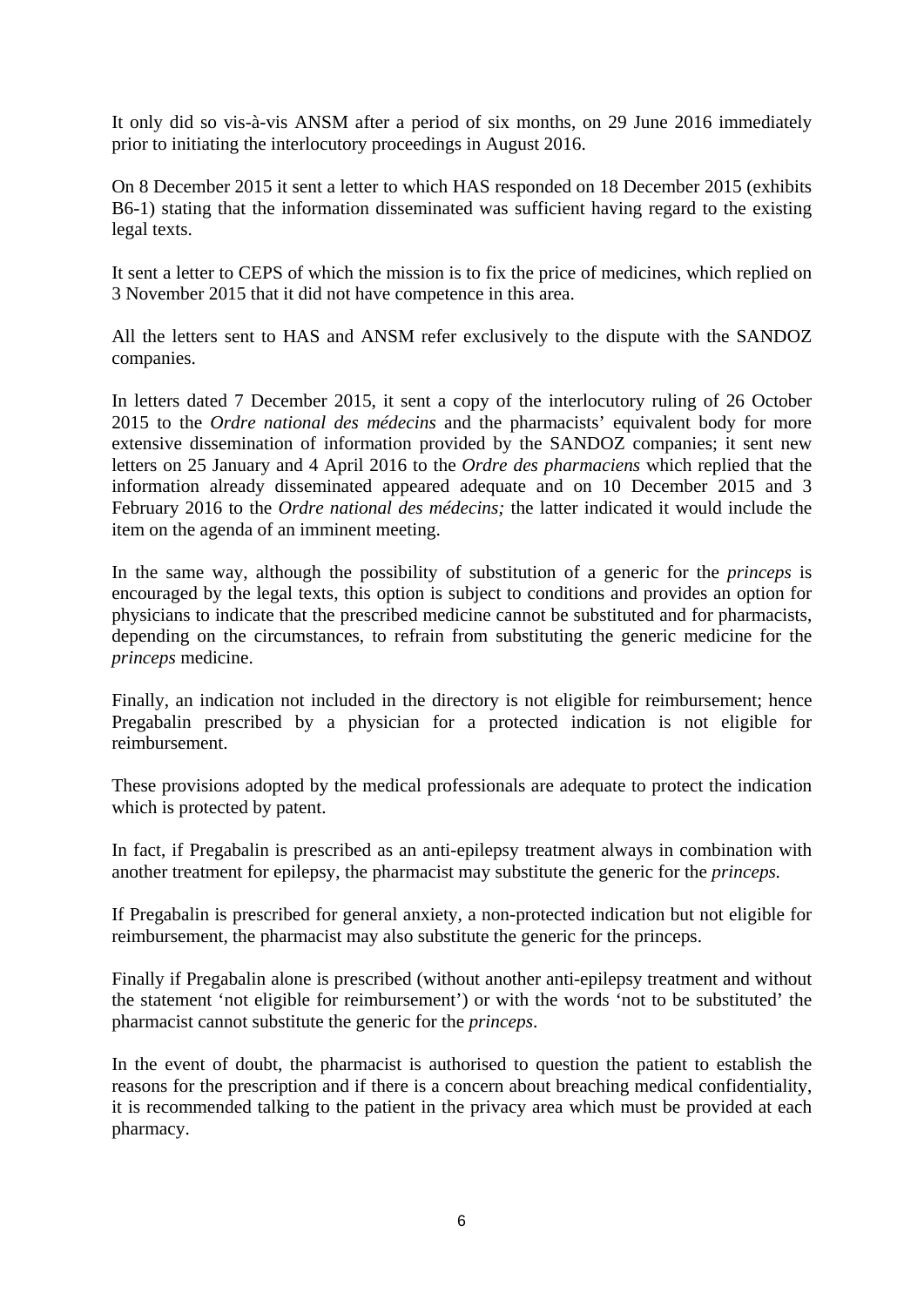It only did so vis-à-vis ANSM after a period of six months, on 29 June 2016 immediately prior to initiating the interlocutory proceedings in August 2016.

On 8 December 2015 it sent a letter to which HAS responded on 18 December 2015 (exhibits B6-1) stating that the information disseminated was sufficient having regard to the existing legal texts.

It sent a letter to CEPS of which the mission is to fix the price of medicines, which replied on 3 November 2015 that it did not have competence in this area.

All the letters sent to HAS and ANSM refer exclusively to the dispute with the SANDOZ companies.

In letters dated 7 December 2015, it sent a copy of the interlocutory ruling of 26 October 2015 to the *Ordre national des médecins* and the pharmacists' equivalent body for more extensive dissemination of information provided by the SANDOZ companies; it sent new letters on 25 January and 4 April 2016 to the *Ordre des pharmaciens* which replied that the information already disseminated appeared adequate and on 10 December 2015 and 3 February 2016 to the *Ordre national des médecins;* the latter indicated it would include the item on the agenda of an imminent meeting.

In the same way, although the possibility of substitution of a generic for the *princeps* is encouraged by the legal texts, this option is subject to conditions and provides an option for physicians to indicate that the prescribed medicine cannot be substituted and for pharmacists, depending on the circumstances, to refrain from substituting the generic medicine for the *princeps* medicine.

Finally, an indication not included in the directory is not eligible for reimbursement; hence Pregabalin prescribed by a physician for a protected indication is not eligible for reimbursement.

These provisions adopted by the medical professionals are adequate to protect the indication which is protected by patent.

In fact, if Pregabalin is prescribed as an anti-epilepsy treatment always in combination with another treatment for epilepsy, the pharmacist may substitute the generic for the *princeps.*

If Pregabalin is prescribed for general anxiety, a non-protected indication but not eligible for reimbursement, the pharmacist may also substitute the generic for the princeps.

Finally if Pregabalin alone is prescribed (without another anti-epilepsy treatment and without the statement 'not eligible for reimbursement') or with the words 'not to be substituted' the pharmacist cannot substitute the generic for the *princeps*.

In the event of doubt, the pharmacist is authorised to question the patient to establish the reasons for the prescription and if there is a concern about breaching medical confidentiality, it is recommended talking to the patient in the privacy area which must be provided at each pharmacy.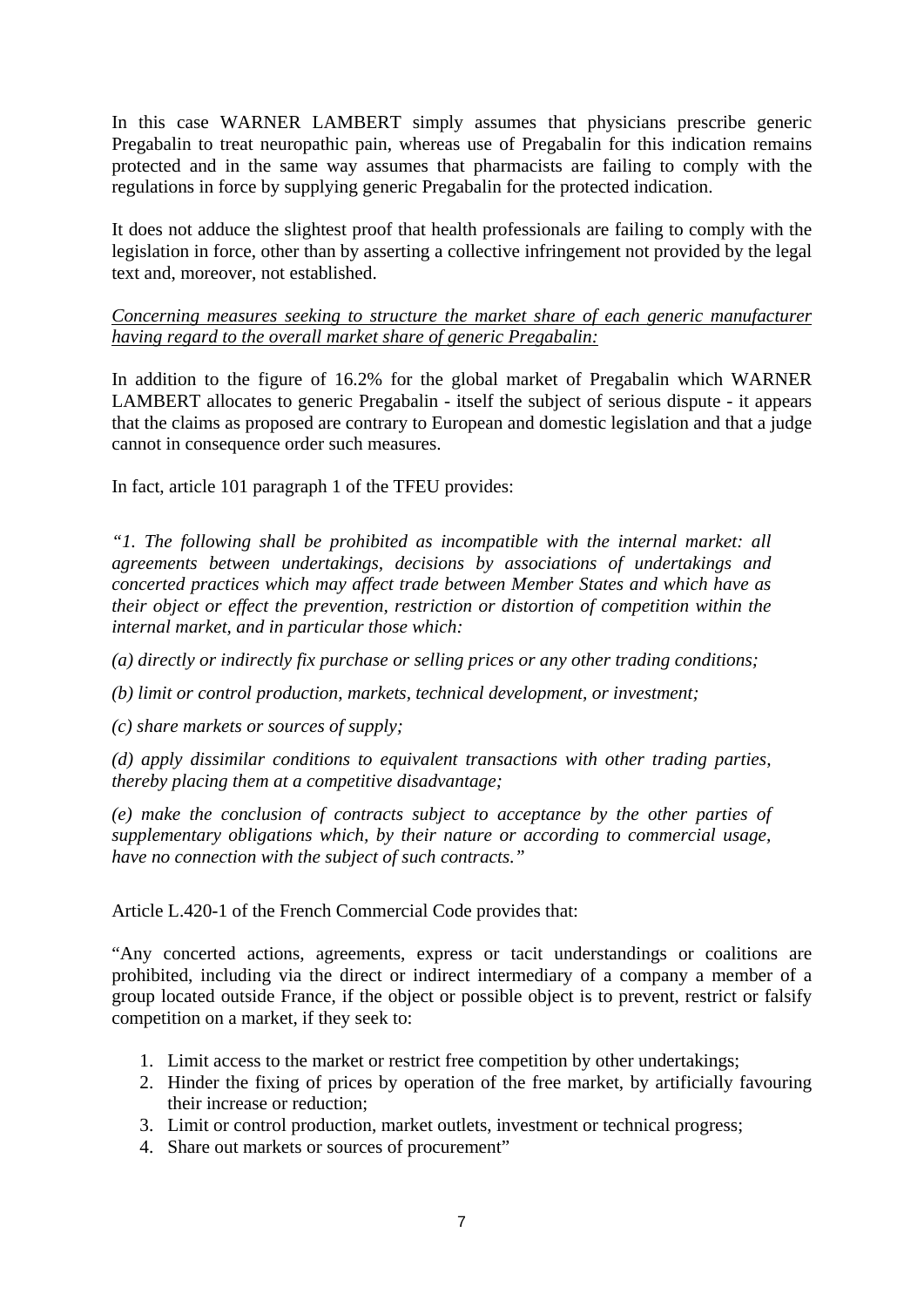In this case WARNER LAMBERT simply assumes that physicians prescribe generic Pregabalin to treat neuropathic pain, whereas use of Pregabalin for this indication remains protected and in the same way assumes that pharmacists are failing to comply with the regulations in force by supplying generic Pregabalin for the protected indication.

It does not adduce the slightest proof that health professionals are failing to comply with the legislation in force, other than by asserting a collective infringement not provided by the legal text and, moreover, not established.

*Concerning measures seeking to structure the market share of each generic manufacturer having regard to the overall market share of generic Pregabalin:*

In addition to the figure of 16.2% for the global market of Pregabalin which WARNER LAMBERT allocates to generic Pregabalin - itself the subject of serious dispute - it appears that the claims as proposed are contrary to European and domestic legislation and that a judge cannot in consequence order such measures.

In fact, article 101 paragraph 1 of the TFEU provides:

*"1. The following shall be prohibited as incompatible with the internal market: all agreements between undertakings, decisions by associations of undertakings and concerted practices which may affect trade between Member States and which have as their object or effect the prevention, restriction or distortion of competition within the internal market, and in particular those which:*

*(a) directly or indirectly fix purchase or selling prices or any other trading conditions;*

*(b) limit or control production, markets, technical development, or investment;*

*(c) share markets or sources of supply;*

*(d) apply dissimilar conditions to equivalent transactions with other trading parties, thereby placing them at a competitive disadvantage;*

*(e) make the conclusion of contracts subject to acceptance by the other parties of supplementary obligations which, by their nature or according to commercial usage, have no connection with the subject of such contracts."*

Article L.420-1 of the French Commercial Code provides that:

"Any concerted actions, agreements, express or tacit understandings or coalitions are prohibited, including via the direct or indirect intermediary of a company a member of a group located outside France, if the object or possible object is to prevent, restrict or falsify competition on a market, if they seek to:

1. Limit access to the market or restrict free competition by other undertakings;
2. Hinder the fixing of prices by operation of the free market, by artificially favouring their increase or reduction;
3. Limit or control production, market outlets, investment or technical progress;
4. Share out markets or sources of procurement"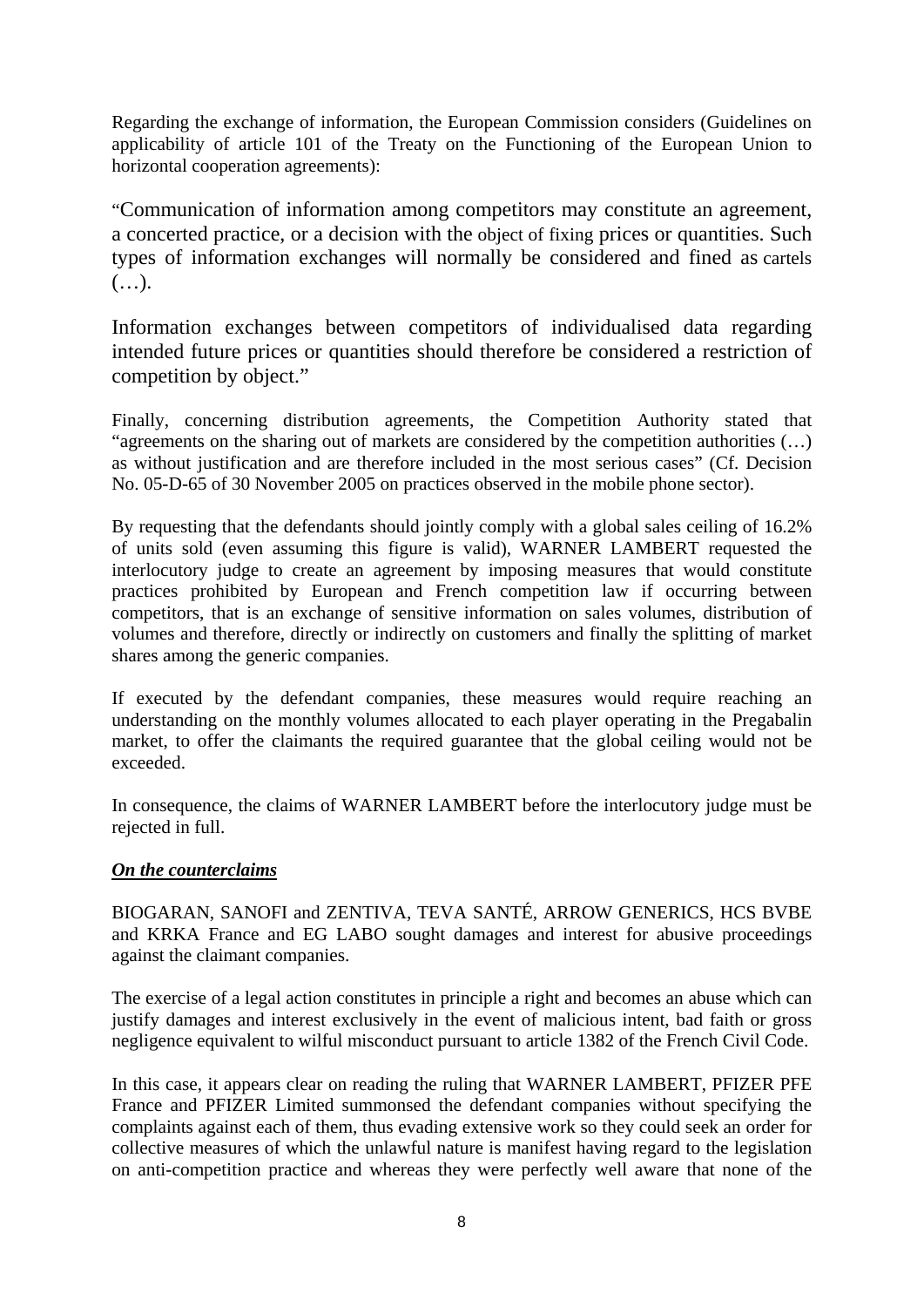Regarding the exchange of information, the European Commission considers (Guidelines on applicability of article 101 of the Treaty on the Functioning of the European Union to horizontal cooperation agreements):

"Communication of information among competitors may constitute an agreement, a concerted practice, or a decision with the object of fixing prices or quantities. Such types of information exchanges will normally be considered and fined as cartels (…).

Information exchanges between competitors of individualised data regarding intended future prices or quantities should therefore be considered a restriction of competition by object."

Finally, concerning distribution agreements, the Competition Authority stated that "agreements on the sharing out of markets are considered by the competition authorities (…) as without justification and are therefore included in the most serious cases" (Cf. Decision No. 05-D-65 of 30 November 2005 on practices observed in the mobile phone sector).

By requesting that the defendants should jointly comply with a global sales ceiling of 16.2% of units sold (even assuming this figure is valid), WARNER LAMBERT requested the interlocutory judge to create an agreement by imposing measures that would constitute practices prohibited by European and French competition law if occurring between competitors, that is an exchange of sensitive information on sales volumes, distribution of volumes and therefore, directly or indirectly on customers and finally the splitting of market shares among the generic companies.

If executed by the defendant companies, these measures would require reaching an understanding on the monthly volumes allocated to each player operating in the Pregabalin market, to offer the claimants the required guarantee that the global ceiling would not be exceeded.

In consequence, the claims of WARNER LAMBERT before the interlocutory judge must be rejected in full.

***On the counterclaims***

BIOGARAN, SANOFI and ZENTIVA, TEVA SANTÉ, ARROW GENERICS, HCS BVBE and KRKA France and EG LABO sought damages and interest for abusive proceedings against the claimant companies.

The exercise of a legal action constitutes in principle a right and becomes an abuse which can justify damages and interest exclusively in the event of malicious intent, bad faith or gross negligence equivalent to wilful misconduct pursuant to article 1382 of the French Civil Code.

In this case, it appears clear on reading the ruling that WARNER LAMBERT, PFIZER PFE France and PFIZER Limited summonsed the defendant companies without specifying the complaints against each of them, thus evading extensive work so they could seek an order for collective measures of which the unlawful nature is manifest having regard to the legislation on anti-competition practice and whereas they were perfectly well aware that none of the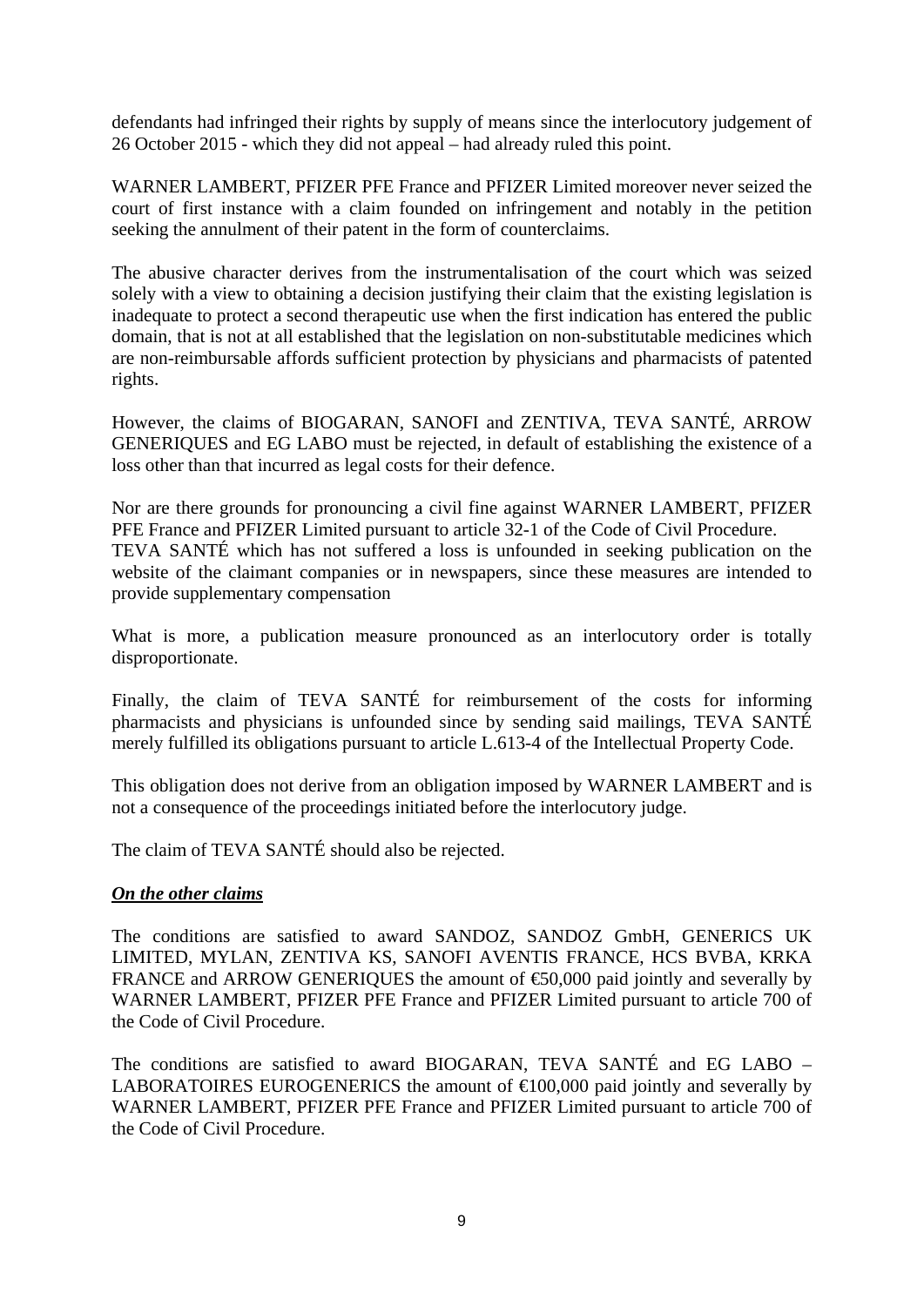defendants had infringed their rights by supply of means since the interlocutory judgement of 26 October 2015 - which they did not appeal – had already ruled this point.

WARNER LAMBERT, PFIZER PFE France and PFIZER Limited moreover never seized the court of first instance with a claim founded on infringement and notably in the petition seeking the annulment of their patent in the form of counterclaims.

The abusive character derives from the instrumentalisation of the court which was seized solely with a view to obtaining a decision justifying their claim that the existing legislation is inadequate to protect a second therapeutic use when the first indication has entered the public domain, that is not at all established that the legislation on non-substitutable medicines which are non-reimbursable affords sufficient protection by physicians and pharmacists of patented rights.

However, the claims of BIOGARAN, SANOFI and ZENTIVA, TEVA SANTÉ, ARROW GENERIQUES and EG LABO must be rejected, in default of establishing the existence of a loss other than that incurred as legal costs for their defence.

Nor are there grounds for pronouncing a civil fine against WARNER LAMBERT, PFIZER PFE France and PFIZER Limited pursuant to article 32-1 of the Code of Civil Procedure.
TEVA SANTÉ which has not suffered a loss is unfounded in seeking publication on the website of the claimant companies or in newspapers, since these measures are intended to provide supplementary compensation

What is more, a publication measure pronounced as an interlocutory order is totally disproportionate.

Finally, the claim of TEVA SANTÉ for reimbursement of the costs for informing pharmacists and physicians is unfounded since by sending said mailings, TEVA SANTÉ merely fulfilled its obligations pursuant to article L.613-4 of the Intellectual Property Code.

This obligation does not derive from an obligation imposed by WARNER LAMBERT and is not a consequence of the proceedings initiated before the interlocutory judge.

The claim of TEVA SANTÉ should also be rejected.

***On the other claims***

The conditions are satisfied to award SANDOZ, SANDOZ GmbH, GENERICS UK LIMITED, MYLAN, ZENTIVA KS, SANOFI AVENTIS FRANCE, HCS BVBA, KRKA FRANCE and ARROW GENERIQUES the amount of €50,000 paid jointly and severally by WARNER LAMBERT, PFIZER PFE France and PFIZER Limited pursuant to article 700 of the Code of Civil Procedure.

The conditions are satisfied to award BIOGARAN, TEVA SANTÉ and EG LABO – LABORATOIRES EUROGENERICS the amount of €100,000 paid jointly and severally by WARNER LAMBERT, PFIZER PFE France and PFIZER Limited pursuant to article 700 of the Code of Civil Procedure.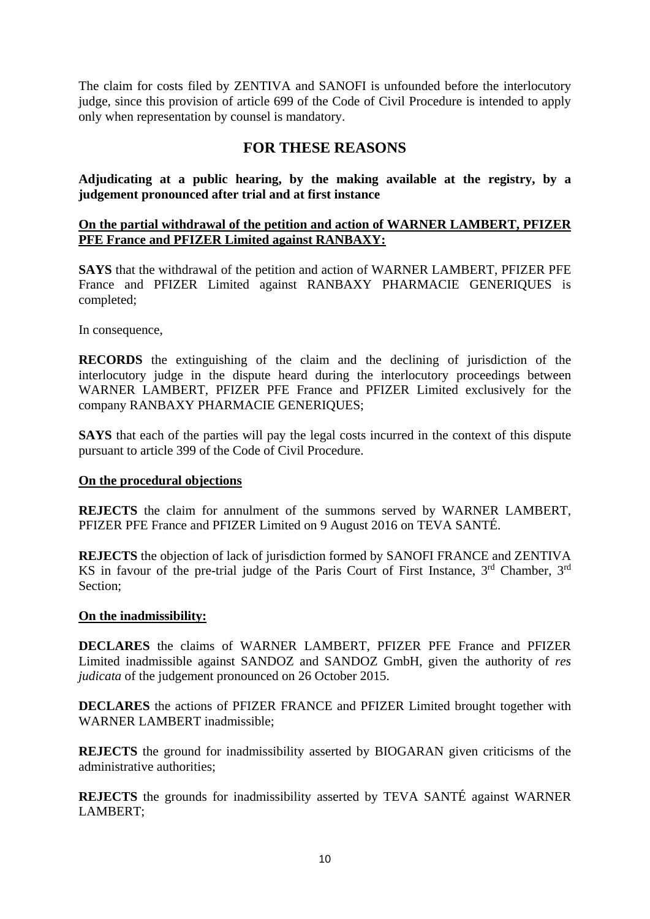The claim for costs filed by ZENTIVA and SANOFI is unfounded before the interlocutory judge, since this provision of article 699 of the Code of Civil Procedure is intended to apply only when representation by counsel is mandatory.

## FOR THESE REASONS

**Adjudicating at a public hearing, by the making available at the registry, by a judgement pronounced after trial and at first instance**

**On the partial withdrawal of the petition and action of WARNER LAMBERT, PFIZER PFE France and PFIZER Limited against RANBAXY:**

**SAYS** that the withdrawal of the petition and action of WARNER LAMBERT, PFIZER PFE France and PFIZER Limited against RANBAXY PHARMACIE GENERIQUES is completed;

In consequence,

**RECORDS** the extinguishing of the claim and the declining of jurisdiction of the interlocutory judge in the dispute heard during the interlocutory proceedings between WARNER LAMBERT, PFIZER PFE France and PFIZER Limited exclusively for the company RANBAXY PHARMACIE GENERIQUES;

**SAYS** that each of the parties will pay the legal costs incurred in the context of this dispute pursuant to article 399 of the Code of Civil Procedure.

**On the procedural objections**

**REJECTS** the claim for annulment of the summons served by WARNER LAMBERT, PFIZER PFE France and PFIZER Limited on 9 August 2016 on TEVA SANTÉ.

**REJECTS** the objection of lack of jurisdiction formed by SANOFI FRANCE and ZENTIVA KS in favour of the pre-trial judge of the Paris Court of First Instance, 3rd Chamber, 3rd Section;

**On the inadmissibility:**

**DECLARES** the claims of WARNER LAMBERT, PFIZER PFE France and PFIZER Limited inadmissible against SANDOZ and SANDOZ GmbH, given the authority of *res judicata* of the judgement pronounced on 26 October 2015.

**DECLARES** the actions of PFIZER FRANCE and PFIZER Limited brought together with WARNER LAMBERT inadmissible;

**REJECTS** the ground for inadmissibility asserted by BIOGARAN given criticisms of the administrative authorities;

**REJECTS** the grounds for inadmissibility asserted by TEVA SANTÉ against WARNER LAMBERT;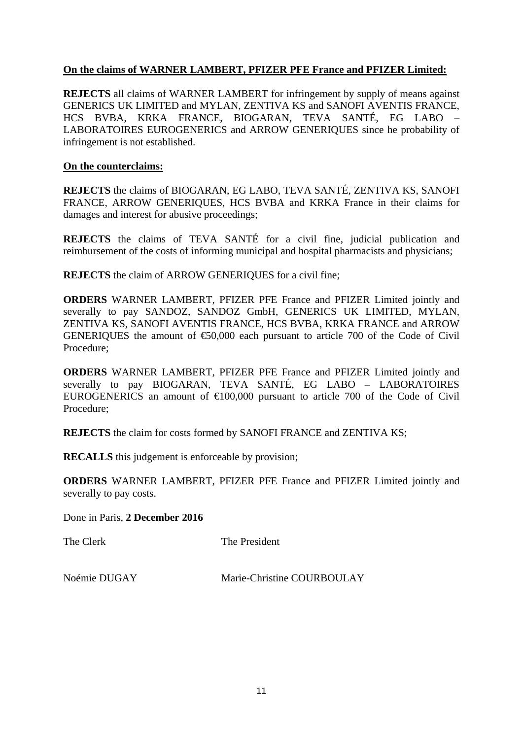**On the claims of WARNER LAMBERT, PFIZER PFE France and PFIZER Limited:**

**REJECTS** all claims of WARNER LAMBERT for infringement by supply of means against GENERICS UK LIMITED and MYLAN, ZENTIVA KS and SANOFI AVENTIS FRANCE, HCS BVBA, KRKA FRANCE, BIOGARAN, TEVA SANTÉ, EG LABO – LABORATOIRES EUROGENERICS and ARROW GENERIQUES since he probability of infringement is not established.

**On the counterclaims:**

**REJECTS** the claims of BIOGARAN, EG LABO, TEVA SANTÉ, ZENTIVA KS, SANOFI FRANCE, ARROW GENERIQUES, HCS BVBA and KRKA France in their claims for damages and interest for abusive proceedings;

**REJECTS** the claims of TEVA SANTÉ for a civil fine, judicial publication and reimbursement of the costs of informing municipal and hospital pharmacists and physicians;

**REJECTS** the claim of ARROW GENERIQUES for a civil fine;

**ORDERS** WARNER LAMBERT, PFIZER PFE France and PFIZER Limited jointly and severally to pay SANDOZ, SANDOZ GmbH, GENERICS UK LIMITED, MYLAN, ZENTIVA KS, SANOFI AVENTIS FRANCE, HCS BVBA, KRKA FRANCE and ARROW GENERIQUES the amount of €50,000 each pursuant to article 700 of the Code of Civil Procedure;

**ORDERS** WARNER LAMBERT, PFIZER PFE France and PFIZER Limited jointly and severally to pay BIOGARAN, TEVA SANTÉ, EG LABO – LABORATOIRES EUROGENERICS an amount of €100,000 pursuant to article 700 of the Code of Civil Procedure;

**REJECTS** the claim for costs formed by SANOFI FRANCE and ZENTIVA KS;

**RECALLS** this judgement is enforceable by provision;

**ORDERS** WARNER LAMBERT, PFIZER PFE France and PFIZER Limited jointly and severally to pay costs.

Done in Paris, **2 December 2016**

The Clerk — The President

Noémie DUGAY — Marie-Christine COURBOULAY